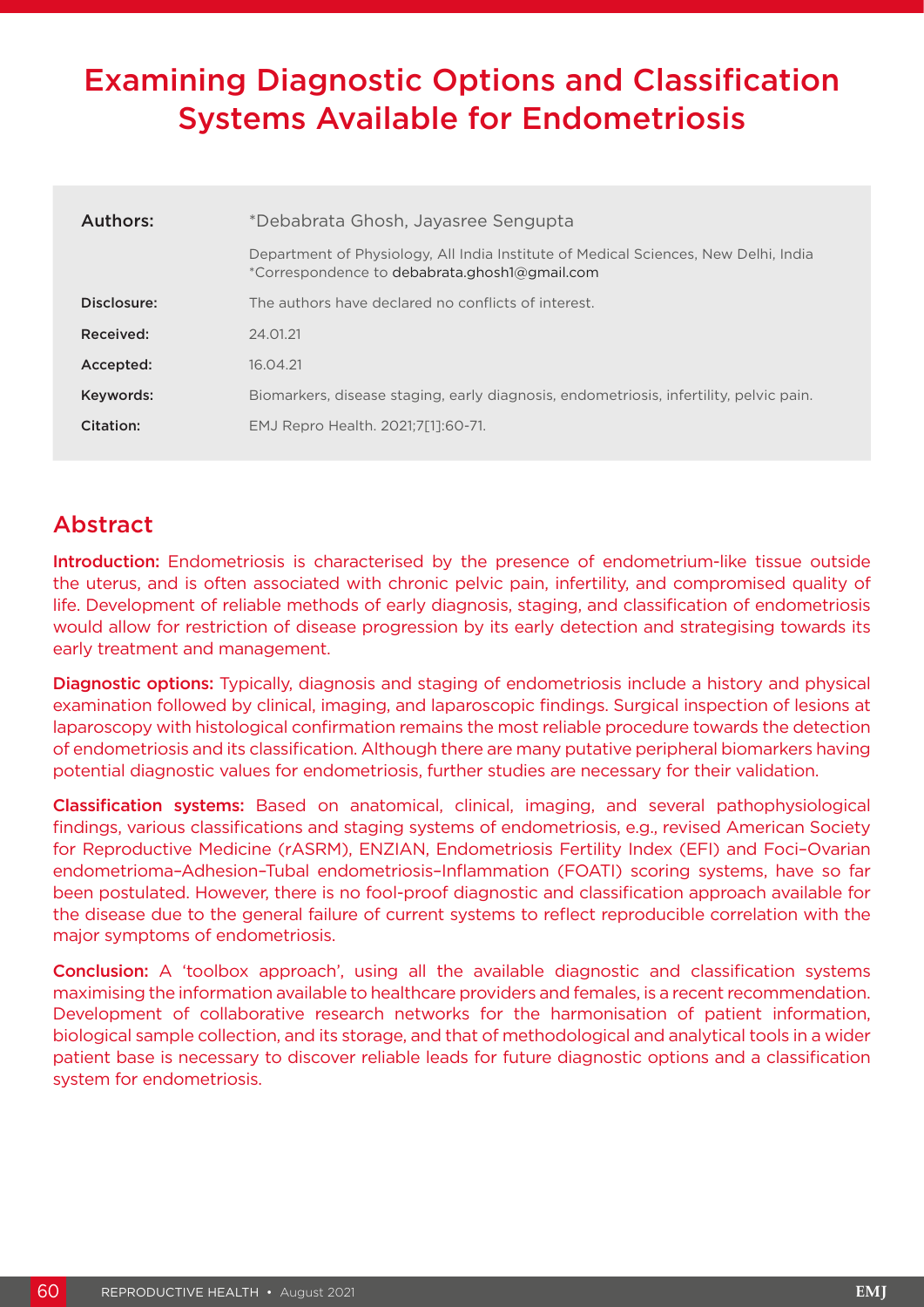# Examining Diagnostic Options and Classification Systems Available for Endometriosis

| | |
|---|---|
| **Authors:** | *Debabrata Ghosh, Jayasree Sengupta |
| | Department of Physiology, All India Institute of Medical Sciences, New Delhi, India<br>*Correspondence to debabrata.ghosh1@gmail.com |
| **Disclosure:** | The authors have declared no conflicts of interest. |
| **Received:** | 24.01.21 |
| **Accepted:** | 16.04.21 |
| **Keywords:** | Biomarkers, disease staging, early diagnosis, endometriosis, infertility, pelvic pain. |
| **Citation:** | EMJ Repro Health. 2021;7[1]:60-71. |

## Abstract

**Introduction:** Endometriosis is characterised by the presence of endometrium-like tissue outside the uterus, and is often associated with chronic pelvic pain, infertility, and compromised quality of life. Development of reliable methods of early diagnosis, staging, and classification of endometriosis would allow for restriction of disease progression by its early detection and strategising towards its early treatment and management.

**Diagnostic options:** Typically, diagnosis and staging of endometriosis include a history and physical examination followed by clinical, imaging, and laparoscopic findings. Surgical inspection of lesions at laparoscopy with histological confirmation remains the most reliable procedure towards the detection of endometriosis and its classification. Although there are many putative peripheral biomarkers having potential diagnostic values for endometriosis, further studies are necessary for their validation.

**Classification systems:** Based on anatomical, clinical, imaging, and several pathophysiological findings, various classifications and staging systems of endometriosis, e.g., revised American Society for Reproductive Medicine (rASRM), ENZIAN, Endometriosis Fertility Index (EFI) and Foci–Ovarian endometrioma–Adhesion–Tubal endometriosis–Inflammation (FOATI) scoring systems, have so far been postulated. However, there is no fool-proof diagnostic and classification approach available for the disease due to the general failure of current systems to reflect reproducible correlation with the major symptoms of endometriosis.

**Conclusion:** A 'toolbox approach', using all the available diagnostic and classification systems maximising the information available to healthcare providers and females, is a recent recommendation. Development of collaborative research networks for the harmonisation of patient information, biological sample collection, and its storage, and that of methodological and analytical tools in a wider patient base is necessary to discover reliable leads for future diagnostic options and a classification system for endometriosis.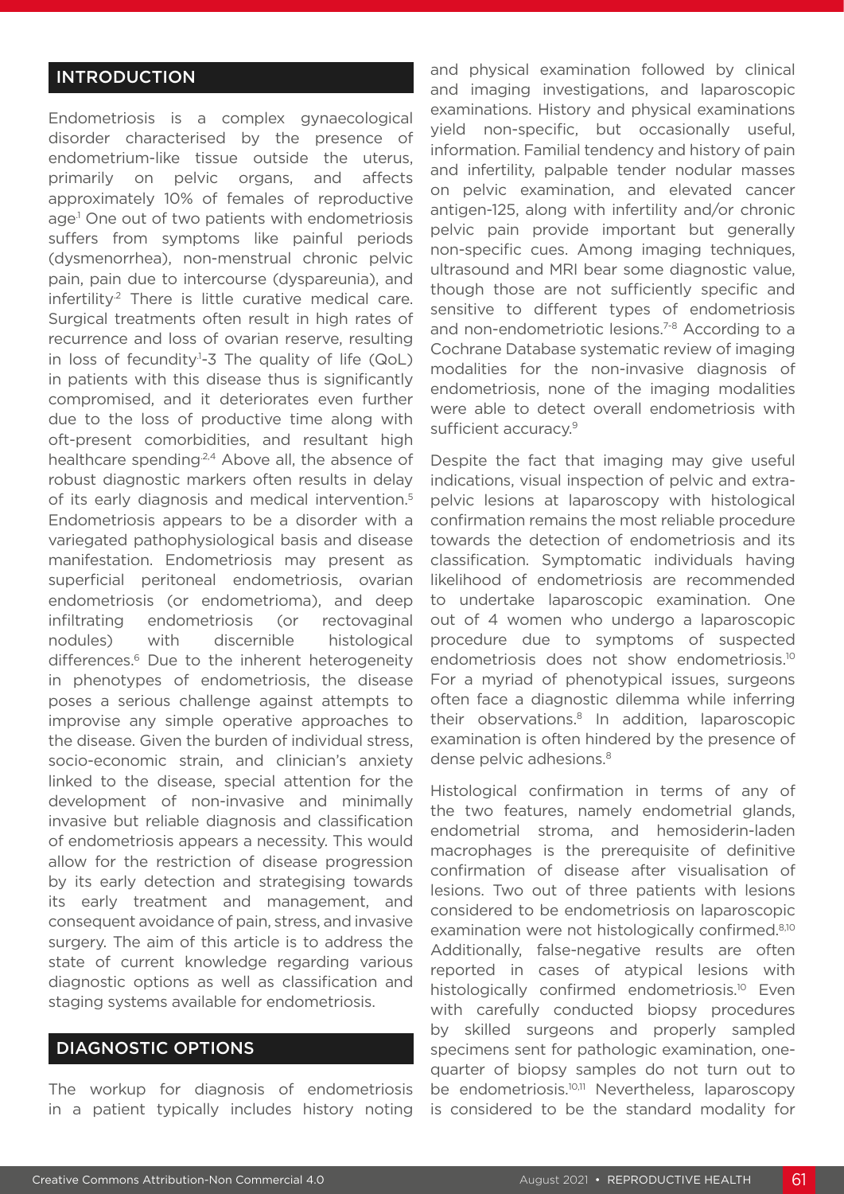## INTRODUCTION

Endometriosis is a complex gynaecological disorder characterised by the presence of endometrium-like tissue outside the uterus, primarily on pelvic organs, and affects approximately 10% of females of reproductive age[1] One out of two patients with endometriosis suffers from symptoms like painful periods (dysmenorrhea), non-menstrual chronic pelvic pain, pain due to intercourse (dyspareunia), and infertility[2] There is little curative medical care. Surgical treatments often result in high rates of recurrence and loss of ovarian reserve, resulting in loss of fecundity[1]-3 The quality of life (QoL) in patients with this disease thus is significantly compromised, and it deteriorates even further due to the loss of productive time along with oft-present comorbidities, and resultant high healthcare spending[2,4] Above all, the absence of robust diagnostic markers often results in delay of its early diagnosis and medical intervention.[5] Endometriosis appears to be a disorder with a variegated pathophysiological basis and disease manifestation. Endometriosis may present as superficial peritoneal endometriosis, ovarian endometriosis (or endometrioma), and deep infiltrating endometriosis (or rectovaginal nodules) with discernible histological differences.[6] Due to the inherent heterogeneity in phenotypes of endometriosis, the disease poses a serious challenge against attempts to improvise any simple operative approaches to the disease. Given the burden of individual stress, socio-economic strain, and clinician's anxiety linked to the disease, special attention for the development of non-invasive and minimally invasive but reliable diagnosis and classification of endometriosis appears a necessity. This would allow for the restriction of disease progression by its early detection and strategising towards its early treatment and management, and consequent avoidance of pain, stress, and invasive surgery. The aim of this article is to address the state of current knowledge regarding various diagnostic options as well as classification and staging systems available for endometriosis.

## DIAGNOSTIC OPTIONS

The workup for diagnosis of endometriosis in a patient typically includes history noting and physical examination followed by clinical and imaging investigations, and laparoscopic examinations. History and physical examinations yield non-specific, but occasionally useful, information. Familial tendency and history of pain and infertility, palpable tender nodular masses on pelvic examination, and elevated cancer antigen-125, along with infertility and/or chronic pelvic pain provide important but generally non-specific cues. Among imaging techniques, ultrasound and MRI bear some diagnostic value, though those are not sufficiently specific and sensitive to different types of endometriosis and non-endometriotic lesions.[7-8] According to a Cochrane Database systematic review of imaging modalities for the non-invasive diagnosis of endometriosis, none of the imaging modalities were able to detect overall endometriosis with sufficient accuracy.[9]

Despite the fact that imaging may give useful indications, visual inspection of pelvic and extra-pelvic lesions at laparoscopy with histological confirmation remains the most reliable procedure towards the detection of endometriosis and its classification. Symptomatic individuals having likelihood of endometriosis are recommended to undertake laparoscopic examination. One out of 4 women who undergo a laparoscopic procedure due to symptoms of suspected endometriosis does not show endometriosis.[10] For a myriad of phenotypical issues, surgeons often face a diagnostic dilemma while inferring their observations.[8] In addition, laparoscopic examination is often hindered by the presence of dense pelvic adhesions.[8]

Histological confirmation in terms of any of the two features, namely endometrial glands, endometrial stroma, and hemosiderin-laden macrophages is the prerequisite of definitive confirmation of disease after visualisation of lesions. Two out of three patients with lesions considered to be endometriosis on laparoscopic examination were not histologically confirmed.[8,10] Additionally, false-negative results are often reported in cases of atypical lesions with histologically confirmed endometriosis.[10] Even with carefully conducted biopsy procedures by skilled surgeons and properly sampled specimens sent for pathologic examination, one-quarter of biopsy samples do not turn out to be endometriosis.[10,11] Nevertheless, laparoscopy is considered to be the standard modality for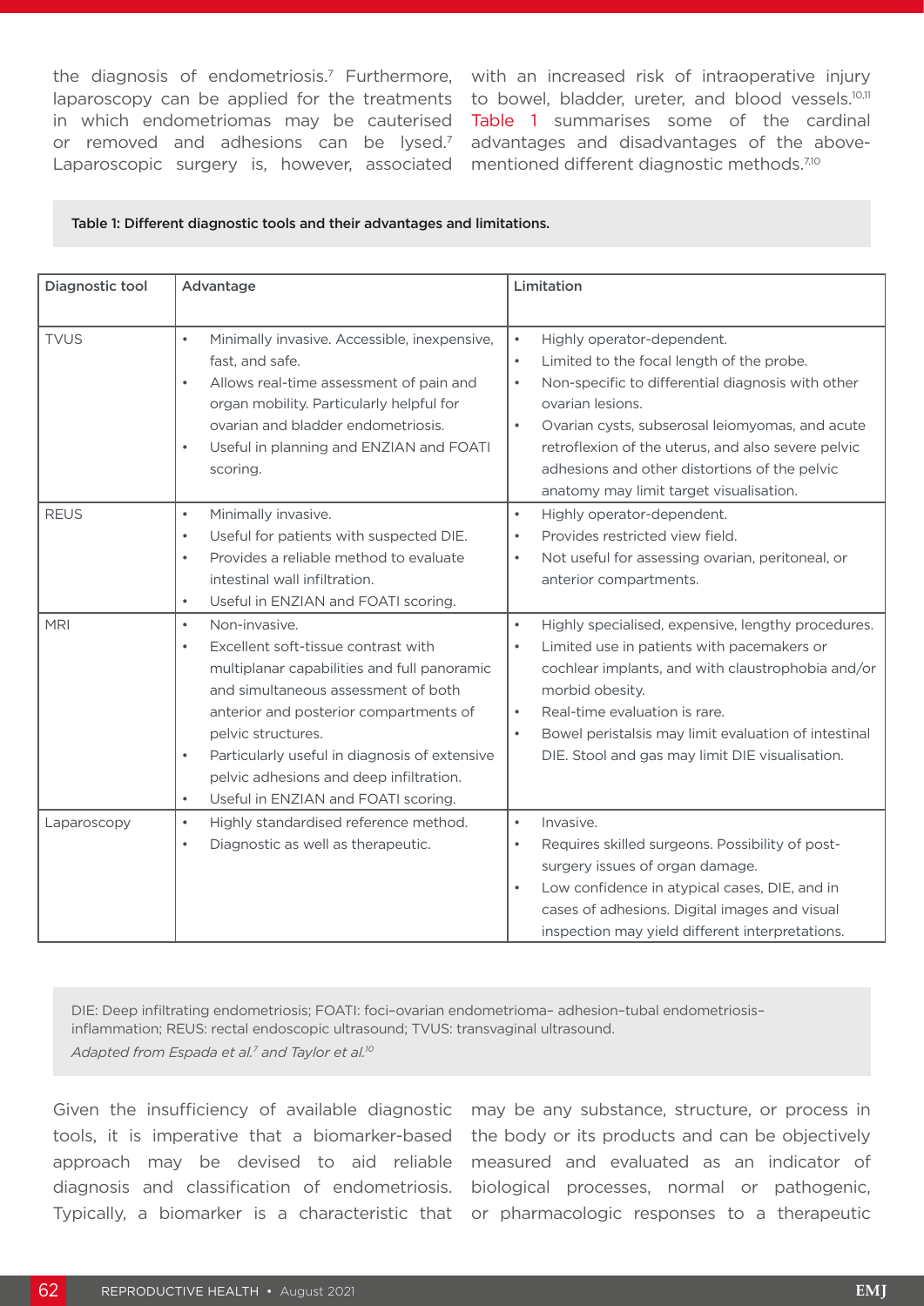the diagnosis of endometriosis.[7] Furthermore, laparoscopy can be applied for the treatments in which endometriomas may be cauterised or removed and adhesions can be lysed.[7] Laparoscopic surgery is, however, associated with an increased risk of intraoperative injury to bowel, bladder, ureter, and blood vessels.[10,11] Table 1 summarises some of the cardinal advantages and disadvantages of the above-mentioned different diagnostic methods.[7,10]

**Table 1: Different diagnostic tools and their advantages and limitations.**

| Diagnostic tool | Advantage | Limitation |
|---|---|---|
| TVUS | • Minimally invasive. Accessible, inexpensive, fast, and safe.<br>• Allows real-time assessment of pain and organ mobility. Particularly helpful for ovarian and bladder endometriosis.<br>• Useful in planning and ENZIAN and FOATI scoring. | • Highly operator-dependent.<br>• Limited to the focal length of the probe.<br>• Non-specific to differential diagnosis with other ovarian lesions.<br>• Ovarian cysts, subserosal leiomyomas, and acute retroflexion of the uterus, and also severe pelvic adhesions and other distortions of the pelvic anatomy may limit target visualisation. |
| REUS | • Minimally invasive.<br>• Useful for patients with suspected DIE.<br>• Provides a reliable method to evaluate intestinal wall infiltration.<br>• Useful in ENZIAN and FOATI scoring. | • Highly operator-dependent.<br>• Provides restricted view field.<br>• Not useful for assessing ovarian, peritoneal, or anterior compartments. |
| MRI | • Non-invasive.<br>• Excellent soft-tissue contrast with multiplanar capabilities and full panoramic and simultaneous assessment of both anterior and posterior compartments of pelvic structures.<br>• Particularly useful in diagnosis of extensive pelvic adhesions and deep infiltration.<br>• Useful in ENZIAN and FOATI scoring. | • Highly specialised, expensive, lengthy procedures.<br>• Limited use in patients with pacemakers or cochlear implants, and with claustrophobia and/or morbid obesity.<br>• Real-time evaluation is rare.<br>• Bowel peristalsis may limit evaluation of intestinal DIE. Stool and gas may limit DIE visualisation. |
| Laparoscopy | • Highly standardised reference method.<br>• Diagnostic as well as therapeutic. | • Invasive.<br>• Requires skilled surgeons. Possibility of post-surgery issues of organ damage.<br>• Low confidence in atypical cases, DIE, and in cases of adhesions. Digital images and visual inspection may yield different interpretations. |

DIE: Deep infiltrating endometriosis; FOATI: foci–ovarian endometrioma– adhesion–tubal endometriosis–inflammation; REUS: rectal endoscopic ultrasound; TVUS: transvaginal ultrasound.

*Adapted from Espada et al.[7] and Taylor et al.[10]*

Given the insufficiency of available diagnostic tools, it is imperative that a biomarker-based approach may be devised to aid reliable diagnosis and classification of endometriosis. Typically, a biomarker is a characteristic that may be any substance, structure, or process in the body or its products and can be objectively measured and evaluated as an indicator of biological processes, normal or pathogenic, or pharmacologic responses to a therapeutic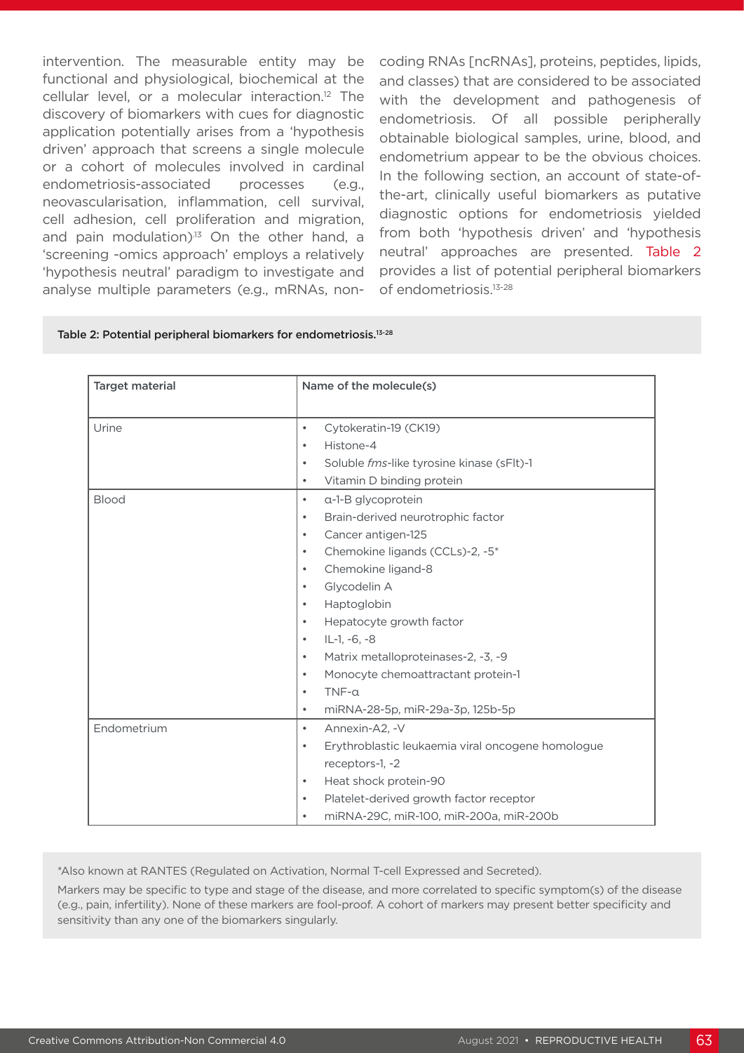intervention. The measurable entity may be functional and physiological, biochemical at the cellular level, or a molecular interaction.[12] The discovery of biomarkers with cues for diagnostic application potentially arises from a 'hypothesis driven' approach that screens a single molecule or a cohort of molecules involved in cardinal endometriosis-associated processes (e.g., neovascularisation, inflammation, cell survival, cell adhesion, cell proliferation and migration, and pain modulation)[13] On the other hand, a 'screening -omics approach' employs a relatively 'hypothesis neutral' paradigm to investigate and analyse multiple parameters (e.g., mRNAs, non-coding RNAs [ncRNAs], proteins, peptides, lipids, and classes) that are considered to be associated with the development and pathogenesis of endometriosis. Of all possible peripherally obtainable biological samples, urine, blood, and endometrium appear to be the obvious choices. In the following section, an account of state-of-the-art, clinically useful biomarkers as putative diagnostic options for endometriosis yielded from both 'hypothesis driven' and 'hypothesis neutral' approaches are presented. Table 2 provides a list of potential peripheral biomarkers of endometriosis.[13-28]

Table 2: Potential peripheral biomarkers for endometriosis.[13-28]

| Target material | Name of the molecule(s) |
|---|---|
| Urine | • Cytokeratin-19 (CK19)<br>• Histone-4<br>• Soluble *fms*-like tyrosine kinase (sFlt)-1<br>• Vitamin D binding protein |
| Blood | • α-1-B glycoprotein<br>• Brain-derived neurotrophic factor<br>• Cancer antigen-125<br>• Chemokine ligands (CCLs)-2, -5*<br>• Chemokine ligand-8<br>• Glycodelin A<br>• Haptoglobin<br>• Hepatocyte growth factor<br>• IL-1, -6, -8<br>• Matrix metalloproteinases-2, -3, -9<br>• Monocyte chemoattractant protein-1<br>• TNF-α<br>• miRNA-28-5p, miR-29a-3p, 125b-5p |
| Endometrium | • Annexin-A2, -V<br>• Erythroblastic leukaemia viral oncogene homologue receptors-1, -2<br>• Heat shock protein-90<br>• Platelet-derived growth factor receptor<br>• miRNA-29C, miR-100, miR-200a, miR-200b |

*Also known at RANTES (Regulated on Activation, Normal T-cell Expressed and Secreted).

Markers may be specific to type and stage of the disease, and more correlated to specific symptom(s) of the disease (e.g., pain, infertility). None of these markers are fool-proof. A cohort of markers may present better specificity and sensitivity than any one of the biomarkers singularly.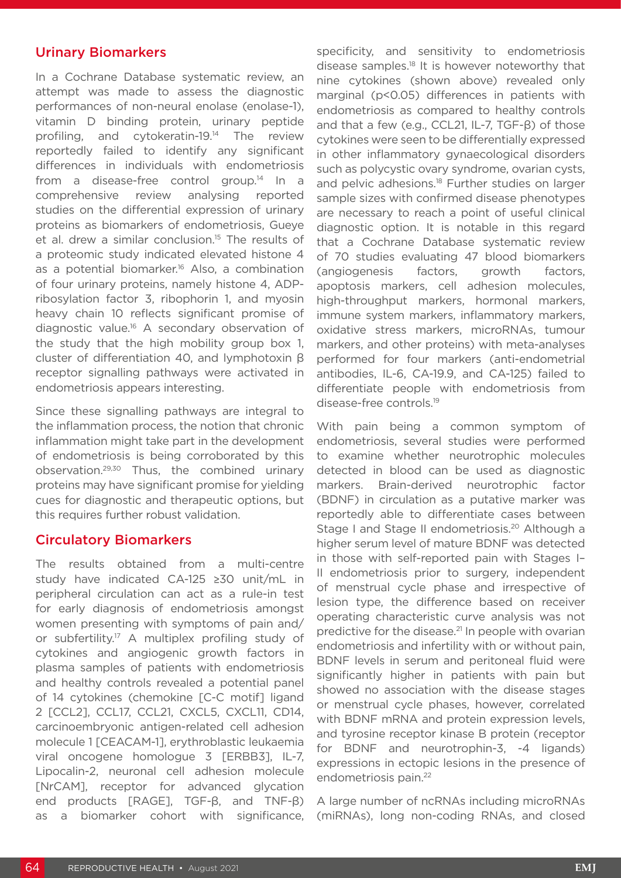## Urinary Biomarkers

In a Cochrane Database systematic review, an attempt was made to assess the diagnostic performances of non-neural enolase (enolase-1), vitamin D binding protein, urinary peptide profiling, and cytokeratin-19.[14] The review reportedly failed to identify any significant differences in individuals with endometriosis from a disease-free control group.[14] In a comprehensive review analysing reported studies on the differential expression of urinary proteins as biomarkers of endometriosis, Gueye et al. drew a similar conclusion.[15] The results of a proteomic study indicated elevated histone 4 as a potential biomarker.[16] Also, a combination of four urinary proteins, namely histone 4, ADP-ribosylation factor 3, ribophorin 1, and myosin heavy chain 10 reflects significant promise of diagnostic value.[16] A secondary observation of the study that the high mobility group box 1, cluster of differentiation 40, and lymphotoxin β receptor signalling pathways were activated in endometriosis appears interesting.

Since these signalling pathways are integral to the inflammation process, the notion that chronic inflammation might take part in the development of endometriosis is being corroborated by this observation.[29,30] Thus, the combined urinary proteins may have significant promise for yielding cues for diagnostic and therapeutic options, but this requires further robust validation.

## Circulatory Biomarkers

The results obtained from a multi-centre study have indicated CA-125 ≥30 unit/mL in peripheral circulation can act as a rule-in test for early diagnosis of endometriosis amongst women presenting with symptoms of pain and/or subfertility.[17] A multiplex profiling study of cytokines and angiogenic growth factors in plasma samples of patients with endometriosis and healthy controls revealed a potential panel of 14 cytokines (chemokine [C-C motif] ligand 2 [CCL2], CCL17, CCL21, CXCL5, CXCL11, CD14, carcinoembryonic antigen-related cell adhesion molecule 1 [CEACAM-1], erythroblastic leukaemia viral oncogene homologue 3 [ERBB3], IL-7, Lipocalin-2, neuronal cell adhesion molecule [NrCAM], receptor for advanced glycation end products [RAGE], TGF-β, and TNF-β) as a biomarker cohort with significance, specificity, and sensitivity to endometriosis disease samples.[18] It is however noteworthy that nine cytokines (shown above) revealed only marginal ($p<0.05$) differences in patients with endometriosis as compared to healthy controls and that a few (e.g., CCL21, IL-7, TGF-β) of those cytokines were seen to be differentially expressed in other inflammatory gynaecological disorders such as polycystic ovary syndrome, ovarian cysts, and pelvic adhesions.[18] Further studies on larger sample sizes with confirmed disease phenotypes are necessary to reach a point of useful clinical diagnostic option. It is notable in this regard that a Cochrane Database systematic review of 70 studies evaluating 47 blood biomarkers (angiogenesis factors, growth factors, apoptosis markers, cell adhesion molecules, high-throughput markers, hormonal markers, immune system markers, inflammatory markers, oxidative stress markers, microRNAs, tumour markers, and other proteins) with meta-analyses performed for four markers (anti-endometrial antibodies, IL-6, CA-19.9, and CA-125) failed to differentiate people with endometriosis from disease-free controls.[19]

With pain being a common symptom of endometriosis, several studies were performed to examine whether neurotrophic molecules detected in blood can be used as diagnostic markers. Brain-derived neurotrophic factor (BDNF) in circulation as a putative marker was reportedly able to differentiate cases between Stage I and Stage II endometriosis.[20] Although a higher serum level of mature BDNF was detected in those with self-reported pain with Stages I–II endometriosis prior to surgery, independent of menstrual cycle phase and irrespective of lesion type, the difference based on receiver operating characteristic curve analysis was not predictive for the disease.[21] In people with ovarian endometriosis and infertility with or without pain, BDNF levels in serum and peritoneal fluid were significantly higher in patients with pain but showed no association with the disease stages or menstrual cycle phases, however, correlated with BDNF mRNA and protein expression levels, and tyrosine receptor kinase B protein (receptor for BDNF and neurotrophin-3, -4 ligands) expressions in ectopic lesions in the presence of endometriosis pain.[22]

A large number of ncRNAs including microRNAs (miRNAs), long non-coding RNAs, and closed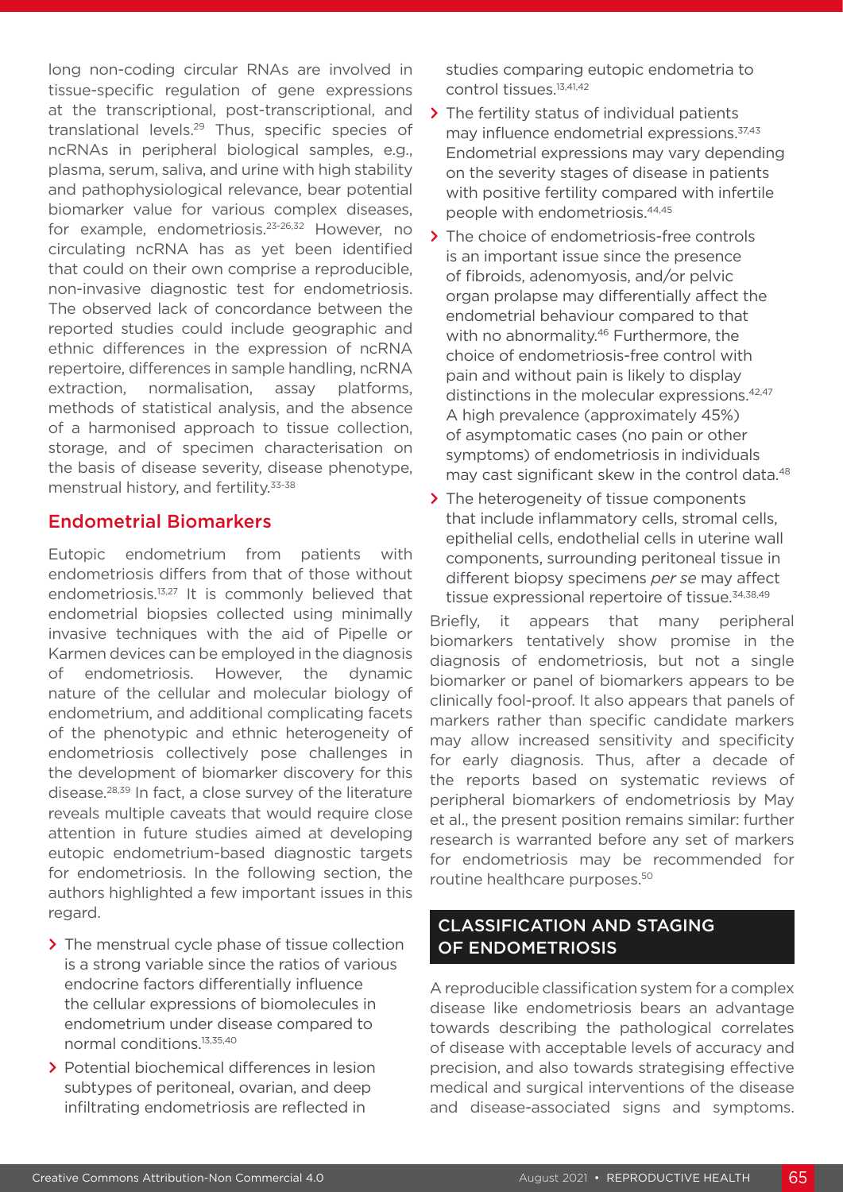long non-coding circular RNAs are involved in tissue-specific regulation of gene expressions at the transcriptional, post-transcriptional, and translational levels.[29] Thus, specific species of ncRNAs in peripheral biological samples, e.g., plasma, serum, saliva, and urine with high stability and pathophysiological relevance, bear potential biomarker value for various complex diseases, for example, endometriosis.[23-26,32] However, no circulating ncRNA has as yet been identified that could on their own comprise a reproducible, non-invasive diagnostic test for endometriosis. The observed lack of concordance between the reported studies could include geographic and ethnic differences in the expression of ncRNA repertoire, differences in sample handling, ncRNA extraction, normalisation, assay platforms, methods of statistical analysis, and the absence of a harmonised approach to tissue collection, storage, and of specimen characterisation on the basis of disease severity, disease phenotype, menstrual history, and fertility.[33-38]

## Endometrial Biomarkers

Eutopic endometrium from patients with endometriosis differs from that of those without endometriosis.[13,27] It is commonly believed that endometrial biopsies collected using minimally invasive techniques with the aid of Pipelle or Karmen devices can be employed in the diagnosis of endometriosis. However, the dynamic nature of the cellular and molecular biology of endometrium, and additional complicating facets of the phenotypic and ethnic heterogeneity of endometriosis collectively pose challenges in the development of biomarker discovery for this disease.[28,39] In fact, a close survey of the literature reveals multiple caveats that would require close attention in future studies aimed at developing eutopic endometrium-based diagnostic targets for endometriosis. In the following section, the authors highlighted a few important issues in this regard.

- The menstrual cycle phase of tissue collection is a strong variable since the ratios of various endocrine factors differentially influence the cellular expressions of biomolecules in endometrium under disease compared to normal conditions.[13,35,40]
- Potential biochemical differences in lesion subtypes of peritoneal, ovarian, and deep infiltrating endometriosis are reflected in studies comparing eutopic endometria to control tissues.[13,41,42]
- The fertility status of individual patients may influence endometrial expressions.[37,43] Endometrial expressions may vary depending on the severity stages of disease in patients with positive fertility compared with infertile people with endometriosis.[44,45]
- The choice of endometriosis-free controls is an important issue since the presence of fibroids, adenomyosis, and/or pelvic organ prolapse may differentially affect the endometrial behaviour compared to that with no abnormality.[46] Furthermore, the choice of endometriosis-free control with pain and without pain is likely to display distinctions in the molecular expressions.[42,47] A high prevalence (approximately 45%) of asymptomatic cases (no pain or other symptoms) of endometriosis in individuals may cast significant skew in the control data.[48]
- The heterogeneity of tissue components that include inflammatory cells, stromal cells, epithelial cells, endothelial cells in uterine wall components, surrounding peritoneal tissue in different biopsy specimens *per se* may affect tissue expressional repertoire of tissue.[34,38,49]

Briefly, it appears that many peripheral biomarkers tentatively show promise in the diagnosis of endometriosis, but not a single biomarker or panel of biomarkers appears to be clinically fool-proof. It also appears that panels of markers rather than specific candidate markers may allow increased sensitivity and specificity for early diagnosis. Thus, after a decade of the reports based on systematic reviews of peripheral biomarkers of endometriosis by May et al., the present position remains similar: further research is warranted before any set of markers for endometriosis may be recommended for routine healthcare purposes.[50]

## CLASSIFICATION AND STAGING OF ENDOMETRIOSIS

A reproducible classification system for a complex disease like endometriosis bears an advantage towards describing the pathological correlates of disease with acceptable levels of accuracy and precision, and also towards strategising effective medical and surgical interventions of the disease and disease-associated signs and symptoms.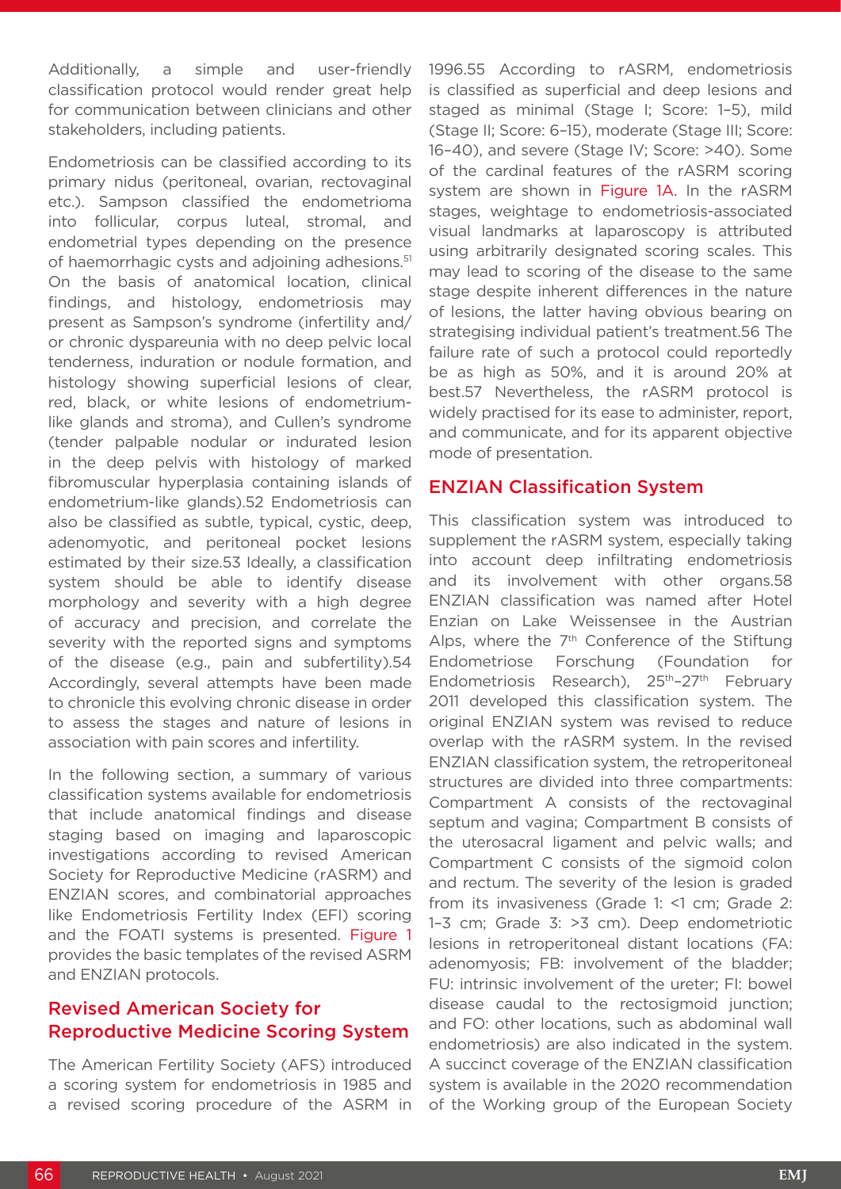Additionally, a simple and user-friendly classification protocol would render great help for communication between clinicians and other stakeholders, including patients.

Endometriosis can be classified according to its primary nidus (peritoneal, ovarian, rectovaginal etc.). Sampson classified the endometrioma into follicular, corpus luteal, stromal, and endometrial types depending on the presence of haemorrhagic cysts and adjoining adhesions.[51] On the basis of anatomical location, clinical findings, and histology, endometriosis may present as Sampson's syndrome (infertility and/or chronic dyspareunia with no deep pelvic local tenderness, induration or nodule formation, and histology showing superficial lesions of clear, red, black, or white lesions of endometrium-like glands and stroma), and Cullen's syndrome (tender palpable nodular or indurated lesion in the deep pelvis with histology of marked fibromuscular hyperplasia containing islands of endometrium-like glands).52 Endometriosis can also be classified as subtle, typical, cystic, deep, adenomyotic, and peritoneal pocket lesions estimated by their size.53 Ideally, a classification system should be able to identify disease morphology and severity with a high degree of accuracy and precision, and correlate the severity with the reported signs and symptoms of the disease (e.g., pain and subfertility).54 Accordingly, several attempts have been made to chronicle this evolving chronic disease in order to assess the stages and nature of lesions in association with pain scores and infertility.

In the following section, a summary of various classification systems available for endometriosis that include anatomical findings and disease staging based on imaging and laparoscopic investigations according to revised American Society for Reproductive Medicine (rASRM) and ENZIAN scores, and combinatorial approaches like Endometriosis Fertility Index (EFI) scoring and the FOATI systems is presented. Figure 1 provides the basic templates of the revised ASRM and ENZIAN protocols.

## Revised American Society for Reproductive Medicine Scoring System

The American Fertility Society (AFS) introduced a scoring system for endometriosis in 1985 and a revised scoring procedure of the ASRM in 1996.55 According to rASRM, endometriosis is classified as superficial and deep lesions and staged as minimal (Stage I; Score: 1–5), mild (Stage II; Score: 6–15), moderate (Stage III; Score: 16–40), and severe (Stage IV; Score: >40). Some of the cardinal features of the rASRM scoring system are shown in Figure 1A. In the rASRM stages, weightage to endometriosis-associated visual landmarks at laparoscopy is attributed using arbitrarily designated scoring scales. This may lead to scoring of the disease to the same stage despite inherent differences in the nature of lesions, the latter having obvious bearing on strategising individual patient's treatment.56 The failure rate of such a protocol could reportedly be as high as 50%, and it is around 20% at best.57 Nevertheless, the rASRM protocol is widely practised for its ease to administer, report, and communicate, and for its apparent objective mode of presentation.

## ENZIAN Classification System

This classification system was introduced to supplement the rASRM system, especially taking into account deep infiltrating endometriosis and its involvement with other organs.58 ENZIAN classification was named after Hotel Enzian on Lake Weissensee in the Austrian Alps, where the 7th Conference of the Stiftung Endometriose Forschung (Foundation for Endometriosis Research), 25th–27th February 2011 developed this classification system. The original ENZIAN system was revised to reduce overlap with the rASRM system. In the revised ENZIAN classification system, the retroperitoneal structures are divided into three compartments: Compartment A consists of the rectovaginal septum and vagina; Compartment B consists of the uterosacral ligament and pelvic walls; and Compartment C consists of the sigmoid colon and rectum. The severity of the lesion is graded from its invasiveness (Grade 1: <1 cm; Grade 2: 1–3 cm; Grade 3: >3 cm). Deep endometriotic lesions in retroperitoneal distant locations (FA: adenomyosis; FB: involvement of the bladder; FU: intrinsic involvement of the ureter; FI: bowel disease caudal to the rectosigmoid junction; and FO: other locations, such as abdominal wall endometriosis) are also indicated in the system. A succinct coverage of the ENZIAN classification system is available in the 2020 recommendation of the Working group of the European Society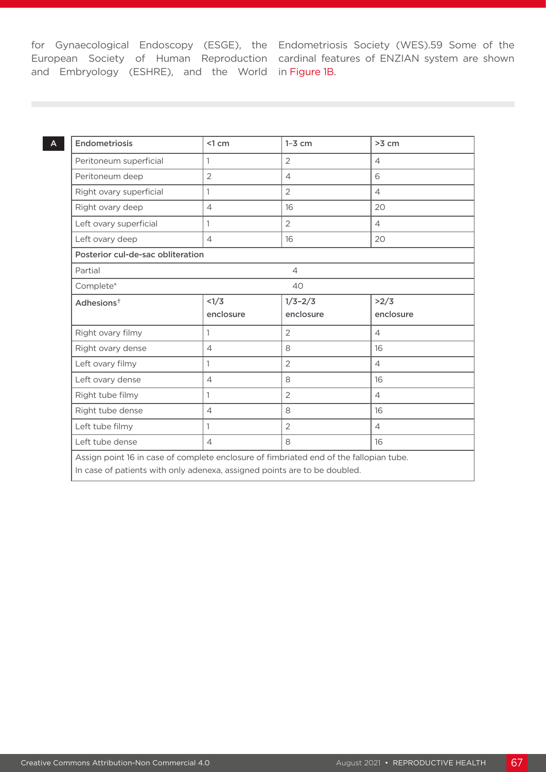for Gynaecological Endoscopy (ESGE), the European Society of Human Reproduction and Embryology (ESHRE), and the World Endometriosis Society (WES).59 Some of the cardinal features of ENZIAN system are shown in Figure 1B.

A

| Endometriosis | <1 cm | 1–3 cm | >3 cm |
|---|---|---|---|
| Peritoneum superficial | 1 | 2 | 4 |
| Peritoneum deep | 2 | 4 | 6 |
| Right ovary superficial | 1 | 2 | 4 |
| Right ovary deep | 4 | 16 | 20 |
| Left ovary superficial | 1 | 2 | 4 |
| Left ovary deep | 4 | 16 | 20 |
| **Posterior cul-de-sac obliteration** | | | |
| Partial | | 4 | |
| Complete* | | 40 | |
| **Adhesions**[†] | **<1/3 enclosure** | **1/3–2/3 enclosure** | **>2/3 enclosure** |
| Right ovary filmy | 1 | 2 | 4 |
| Right ovary dense | 4 | 8 | 16 |
| Left ovary filmy | 1 | 2 | 4 |
| Left ovary dense | 4 | 8 | 16 |
| Right tube filmy | 1 | 2 | 4 |
| Right tube dense | 4 | 8 | 16 |
| Left tube filmy | 1 | 2 | 4 |
| Left tube dense | 4 | 8 | 16 |
| Assign point 16 in case of complete enclosure of fimbriated end of the fallopian tube. In case of patients with only adenexa, assigned points are to be doubled. | | | |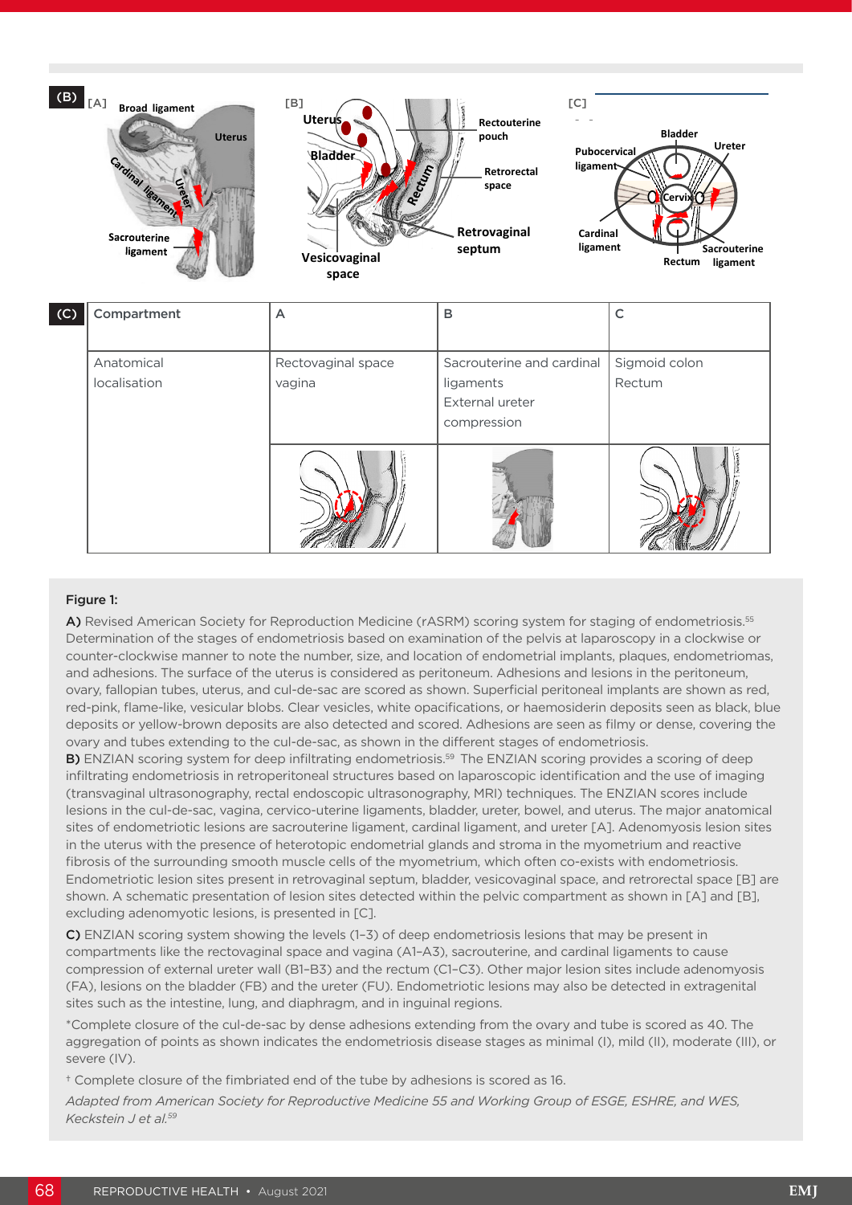(B)

[A]

Broad ligament

Uterus

Cardinal ligament

Ureter

Sacrouterine ligament

[B]

Uterus

Bladder

Rectouterine pouch

Retrorectal space

Rectum

Retrovaginal septum

Vesicovaginal space

[C]

Bladder

Pubocervical ligament

Ureter

Cervix

Cardinal ligament

Rectum

Sacrouterine ligament

(C)

| Compartment | A | B | C |
|---|---|---|---|
| Anatomical localisation | Rectovaginal space<br>vagina | Sacrouterine and cardinal ligaments<br>External ureter compression | Sigmoid colon<br>Rectum |
| | | | |

**Figure 1:**

**A)** Revised American Society for Reproduction Medicine (rASRM) scoring system for staging of endometriosis.[55] Determination of the stages of endometriosis based on examination of the pelvis at laparoscopy in a clockwise or counter-clockwise manner to note the number, size, and location of endometrial implants, plaques, endometriomas, and adhesions. The surface of the uterus is considered as peritoneum. Adhesions and lesions in the peritoneum, ovary, fallopian tubes, uterus, and cul-de-sac are scored as shown. Superficial peritoneal implants are shown as red, red-pink, flame-like, vesicular blobs. Clear vesicles, white opacifications, or haemosiderin deposits seen as black, blue deposits or yellow-brown deposits are also detected and scored. Adhesions are seen as filmy or dense, covering the ovary and tubes extending to the cul-de-sac, as shown in the different stages of endometriosis.

**B)** ENZIAN scoring system for deep infiltrating endometriosis.[59] The ENZIAN scoring provides a scoring of deep infiltrating endometriosis in retroperitoneal structures based on laparoscopic identification and the use of imaging (transvaginal ultrasonography, rectal endoscopic ultrasonography, MRI) techniques. The ENZIAN scores include lesions in the cul-de-sac, vagina, cervico-uterine ligaments, bladder, ureter, bowel, and uterus. The major anatomical sites of endometriotic lesions are sacrouterine ligament, cardinal ligament, and ureter [A]. Adenomyosis lesion sites in the uterus with the presence of heterotopic endometrial glands and stroma in the myometrium and reactive fibrosis of the surrounding smooth muscle cells of the myometrium, which often co-exists with endometriosis. Endometriotic lesion sites present in retrovaginal septum, bladder, vesicovaginal space, and retrorectal space [B] are shown. A schematic presentation of lesion sites detected within the pelvic compartment as shown in [A] and [B], excluding adenomyotic lesions, is presented in [C].

**C)** ENZIAN scoring system showing the levels (1–3) of deep endometriosis lesions that may be present in compartments like the rectovaginal space and vagina (A1–A3), sacrouterine, and cardinal ligaments to cause compression of external ureter wall (B1–B3) and the rectum (C1–C3). Other major lesion sites include adenomyosis (FA), lesions on the bladder (FB) and the ureter (FU). Endometriotic lesions may also be detected in extragenital sites such as the intestine, lung, and diaphragm, and in inguinal regions.

*Complete closure of the cul-de-sac by dense adhesions extending from the ovary and tube is scored as 40. The aggregation of points as shown indicates the endometriosis disease stages as minimal (I), mild (II), moderate (III), or severe (IV).

† Complete closure of the fimbriated end of the tube by adhesions is scored as 16.

*Adapted from American Society for Reproductive Medicine 55 and Working Group of ESGE, ESHRE, and WES, Keckstein J et al.*[59]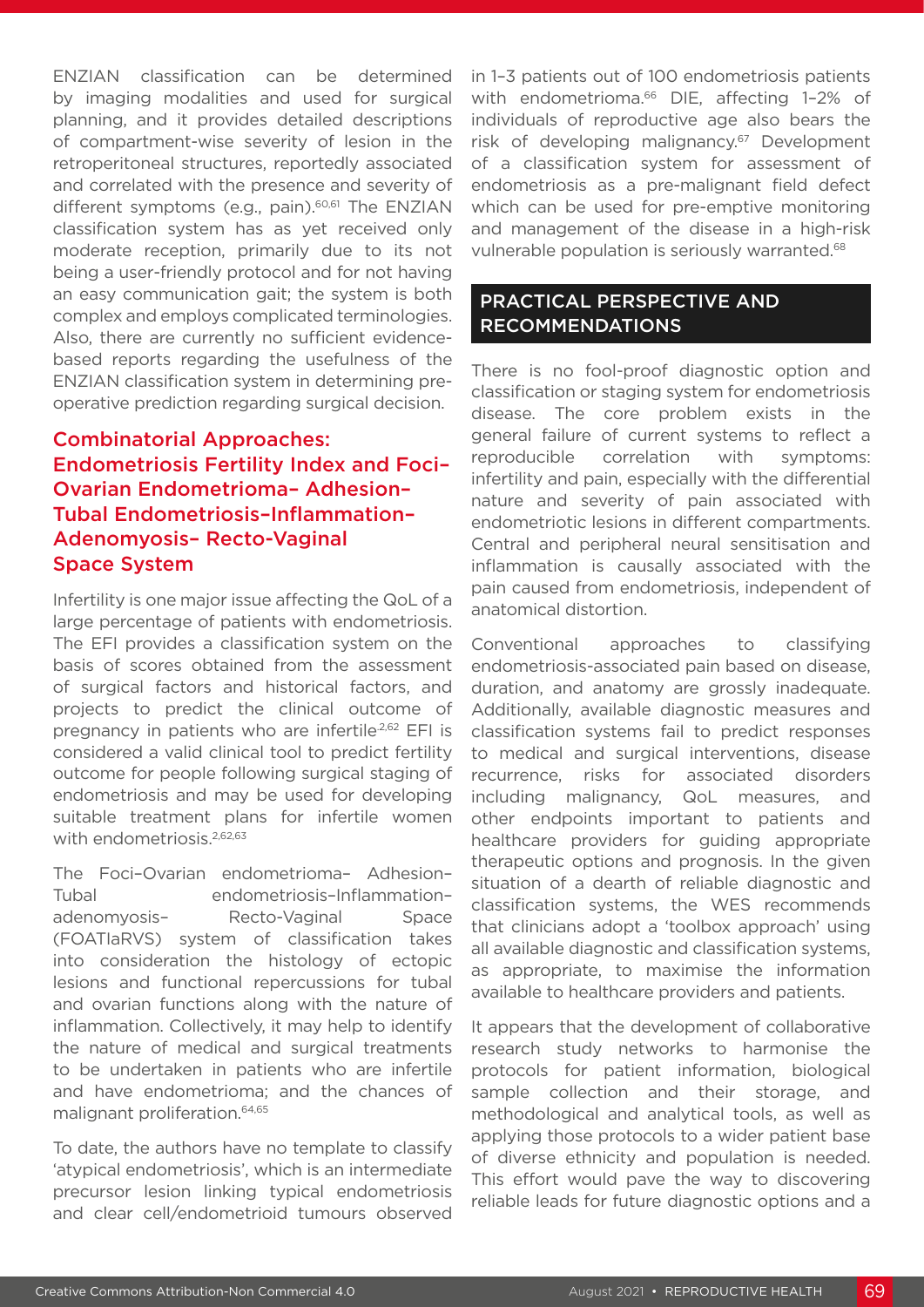ENZIAN classification can be determined by imaging modalities and used for surgical planning, and it provides detailed descriptions of compartment-wise severity of lesion in the retroperitoneal structures, reportedly associated and correlated with the presence and severity of different symptoms (e.g., pain).[60,61] The ENZIAN classification system has as yet received only moderate reception, primarily due to its not being a user-friendly protocol and for not having an easy communication gait; the system is both complex and employs complicated terminologies. Also, there are currently no sufficient evidence-based reports regarding the usefulness of the ENZIAN classification system in determining pre-operative prediction regarding surgical decision.

### Combinatorial Approaches: Endometriosis Fertility Index and Foci–Ovarian Endometrioma– Adhesion–Tubal Endometriosis–Inflammation–Adenomyosis– Recto-Vaginal Space System

Infertility is one major issue affecting the QoL of a large percentage of patients with endometriosis. The EFI provides a classification system on the basis of scores obtained from the assessment of surgical factors and historical factors, and projects to predict the clinical outcome of pregnancy in patients who are infertile[2,62] EFI is considered a valid clinical tool to predict fertility outcome for people following surgical staging of endometriosis and may be used for developing suitable treatment plans for infertile women with endometriosis.[2,62,63]

The Foci–Ovarian endometrioma– Adhesion–Tubal endometriosis–Inflammation–adenomyosis– Recto-Vaginal Space (FOATIaRVS) system of classification takes into consideration the histology of ectopic lesions and functional repercussions for tubal and ovarian functions along with the nature of inflammation. Collectively, it may help to identify the nature of medical and surgical treatments to be undertaken in patients who are infertile and have endometrioma; and the chances of malignant proliferation.[64,65]

To date, the authors have no template to classify 'atypical endometriosis', which is an intermediate precursor lesion linking typical endometriosis and clear cell/endometrioid tumours observed in 1–3 patients out of 100 endometriosis patients with endometrioma.[66] DIE, affecting 1–2% of individuals of reproductive age also bears the risk of developing malignancy.[67] Development of a classification system for assessment of endometriosis as a pre-malignant field defect which can be used for pre-emptive monitoring and management of the disease in a high-risk vulnerable population is seriously warranted.[68]

## PRACTICAL PERSPECTIVE AND RECOMMENDATIONS

There is no fool-proof diagnostic option and classification or staging system for endometriosis disease. The core problem exists in the general failure of current systems to reflect a reproducible correlation with symptoms: infertility and pain, especially with the differential nature and severity of pain associated with endometriotic lesions in different compartments. Central and peripheral neural sensitisation and inflammation is causally associated with the pain caused from endometriosis, independent of anatomical distortion.

Conventional approaches to classifying endometriosis-associated pain based on disease, duration, and anatomy are grossly inadequate. Additionally, available diagnostic measures and classification systems fail to predict responses to medical and surgical interventions, disease recurrence, risks for associated disorders including malignancy, QoL measures, and other endpoints important to patients and healthcare providers for guiding appropriate therapeutic options and prognosis. In the given situation of a dearth of reliable diagnostic and classification systems, the WES recommends that clinicians adopt a 'toolbox approach' using all available diagnostic and classification systems, as appropriate, to maximise the information available to healthcare providers and patients.

It appears that the development of collaborative research study networks to harmonise the protocols for patient information, biological sample collection and their storage, and methodological and analytical tools, as well as applying those protocols to a wider patient base of diverse ethnicity and population is needed. This effort would pave the way to discovering reliable leads for future diagnostic options and a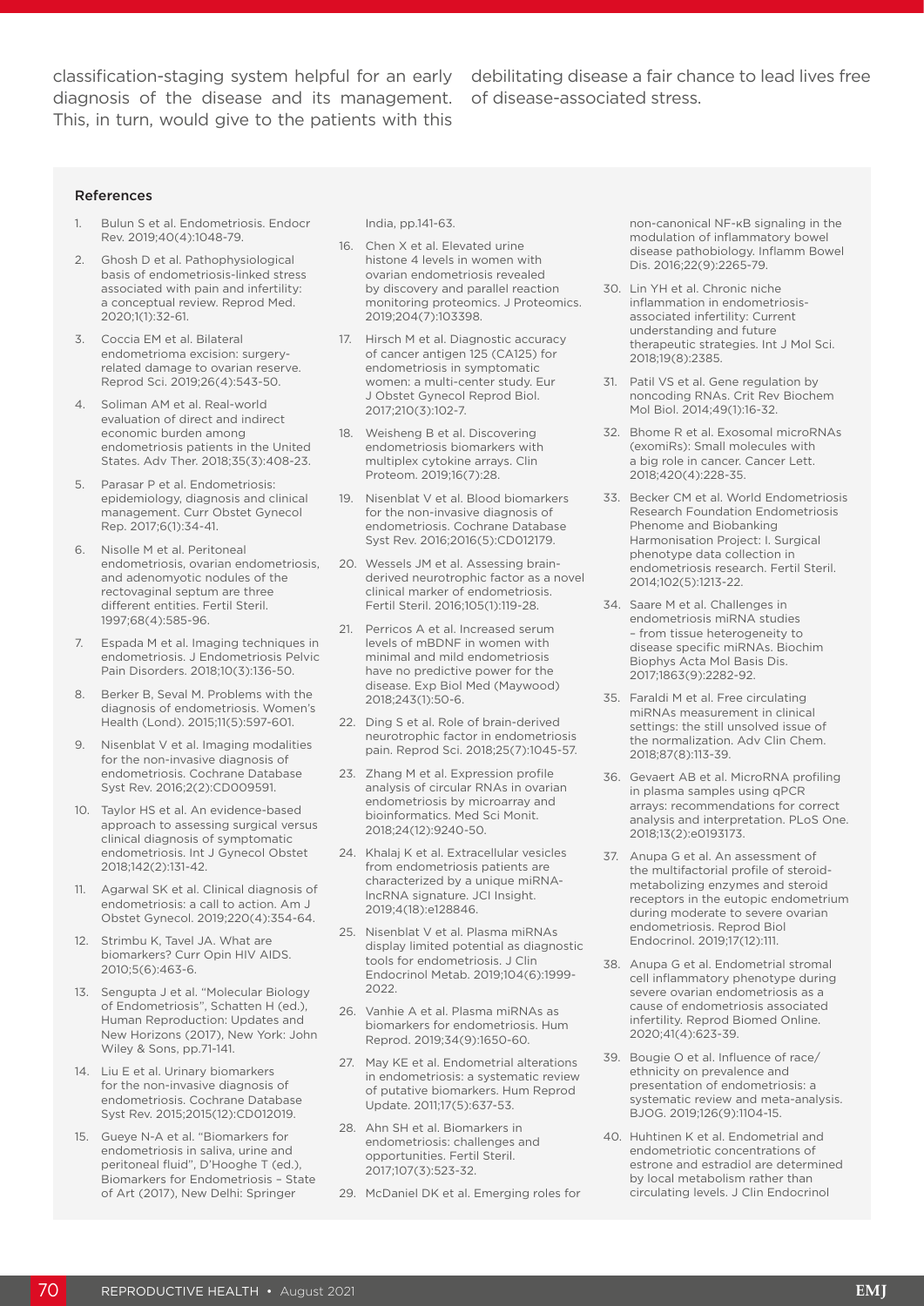classification-staging system helpful for an early diagnosis of the disease and its management. This, in turn, would give to the patients with this debilitating disease a fair chance to lead lives free of disease-associated stress.

### References

1. Bulun S et al. Endometriosis. Endocr Rev. 2019;40(4):1048-79.
2. Ghosh D et al. Pathophysiological basis of endometriosis-linked stress associated with pain and infertility: a conceptual review. Reprod Med. 2020;1(1):32-61.
3. Coccia EM et al. Bilateral endometrioma excision: surgery-related damage to ovarian reserve. Reprod Sci. 2019;26(4):543-50.
4. Soliman AM et al. Real-world evaluation of direct and indirect economic burden among endometriosis patients in the United States. Adv Ther. 2018;35(3):408-23.
5. Parasar P et al. Endometriosis: epidemiology, diagnosis and clinical management. Curr Obstet Gynecol Rep. 2017;6(1):34-41.
6. Nisolle M et al. Peritoneal endometriosis, ovarian endometriosis, and adenomyotic nodules of the rectovaginal septum are three different entities. Fertil Steril. 1997;68(4):585-96.
7. Espada M et al. Imaging techniques in endometriosis. J Endometriosis Pelvic Pain Disorders. 2018;10(3):136-50.
8. Berker B, Seval M. Problems with the diagnosis of endometriosis. Women's Health (Lond). 2015;11(5):597-601.
9. Nisenblat V et al. Imaging modalities for the non-invasive diagnosis of endometriosis. Cochrane Database Syst Rev. 2016;2(2):CD009591.
10. Taylor HS et al. An evidence-based approach to assessing surgical versus clinical diagnosis of symptomatic endometriosis. Int J Gynecol Obstet 2018;142(2):131-42.
11. Agarwal SK et al. Clinical diagnosis of endometriosis: a call to action. Am J Obstet Gynecol. 2019;220(4):354-64.
12. Strimbu K, Tavel JA. What are biomarkers? Curr Opin HIV AIDS. 2010;5(6):463-6.
13. Sengupta J et al. "Molecular Biology of Endometriosis", Schatten H (ed.), Human Reproduction: Updates and New Horizons (2017), New York: John Wiley & Sons, pp.71-141.
14. Liu E et al. Urinary biomarkers for the non-invasive diagnosis of endometriosis. Cochrane Database Syst Rev. 2015;2015(12):CD012019.
15. Gueye N-A et al. "Biomarkers for endometriosis in saliva, urine and peritoneal fluid", D'Hooghe T (ed.), Biomarkers for Endometriosis – State of Art (2017), New Delhi: Springer India, pp.141-63.
16. Chen X et al. Elevated urine histone 4 levels in women with ovarian endometriosis revealed by discovery and parallel reaction monitoring proteomics. J Proteomics. 2019;204(7):103398.
17. Hirsch M et al. Diagnostic accuracy of cancer antigen 125 (CA125) for endometriosis in symptomatic women: a multi-center study. Eur J Obstet Gynecol Reprod Biol. 2017;210(3):102-7.
18. Weisheng B et al. Discovering endometriosis biomarkers with multiplex cytokine arrays. Clin Proteom. 2019;16(7):28.
19. Nisenblat V et al. Blood biomarkers for the non-invasive diagnosis of endometriosis. Cochrane Database Syst Rev. 2016;2016(5):CD012179.
20. Wessels JM et al. Assessing brain-derived neurotrophic factor as a novel clinical marker of endometriosis. Fertil Steril. 2016;105(1):119-28.
21. Perricos A et al. Increased serum levels of mBDNF in women with minimal and mild endometriosis have no predictive power for the disease. Exp Biol Med (Maywood) 2018;243(1):50-6.
22. Ding S et al. Role of brain-derived neurotrophic factor in endometriosis pain. Reprod Sci. 2018;25(7):1045-57.
23. Zhang M et al. Expression profile analysis of circular RNAs in ovarian endometriosis by microarray and bioinformatics. Med Sci Monit. 2018;24(12):9240-50.
24. Khalaj K et al. Extracellular vesicles from endometriosis patients are characterized by a unique miRNA-lncRNA signature. JCI Insight. 2019;4(18):e128846.
25. Nisenblat V et al. Plasma miRNAs display limited potential as diagnostic tools for endometriosis. J Clin Endocrinol Metab. 2019;104(6):1999-2022.
26. Vanhie A et al. Plasma miRNAs as biomarkers for endometriosis. Hum Reprod. 2019;34(9):1650-60.
27. May KE et al. Endometrial alterations in endometriosis: a systematic review of putative biomarkers. Hum Reprod Update. 2011;17(5):637-53.
28. Ahn SH et al. Biomarkers in endometriosis: challenges and opportunities. Fertil Steril. 2017;107(3):523-32.
29. McDaniel DK et al. Emerging roles for non-canonical NF-κB signaling in the modulation of inflammatory bowel disease pathobiology. Inflamm Bowel Dis. 2016;22(9):2265-79.
30. Lin YH et al. Chronic niche inflammation in endometriosis-associated infertility: Current understanding and future therapeutic strategies. Int J Mol Sci. 2018;19(8):2385.
31. Patil VS et al. Gene regulation by noncoding RNAs. Crit Rev Biochem Mol Biol. 2014;49(1):16-32.
32. Bhome R et al. Exosomal microRNAs (exomiRs): Small molecules with a big role in cancer. Cancer Lett. 2018;420(4):228-35.
33. Becker CM et al. World Endometriosis Research Foundation Endometriosis Phenome and Biobanking Harmonisation Project: I. Surgical phenotype data collection in endometriosis research. Fertil Steril. 2014;102(5):1213-22.
34. Saare M et al. Challenges in endometriosis miRNA studies – from tissue heterogeneity to disease specific miRNAs. Biochim Biophys Acta Mol Basis Dis. 2017;1863(9):2282-92.
35. Faraldi M et al. Free circulating miRNAs measurement in clinical settings: the still unsolved issue of the normalization. Adv Clin Chem. 2018;87(8):113-39.
36. Gevaert AB et al. MicroRNA profiling in plasma samples using qPCR arrays: recommendations for correct analysis and interpretation. PLoS One. 2018;13(2):e0193173.
37. Anupa G et al. An assessment of the multifactorial profile of steroid-metabolizing enzymes and steroid receptors in the eutopic endometrium during moderate to severe ovarian endometriosis. Reprod Biol Endocrinol. 2019;17(12):111.
38. Anupa G et al. Endometrial stromal cell inflammatory phenotype during severe ovarian endometriosis as a cause of endometriosis associated infertility. Reprod Biomed Online. 2020;41(4):623-39.
39. Bougie O et al. Influence of race/ethnicity on prevalence and presentation of endometriosis: a systematic review and meta-analysis. BJOG. 2019;126(9):1104-15.
40. Huhtinen K et al. Endometrial and endometriotic concentrations of estrone and estradiol are determined by local metabolism rather than circulating levels. J Clin Endocrinol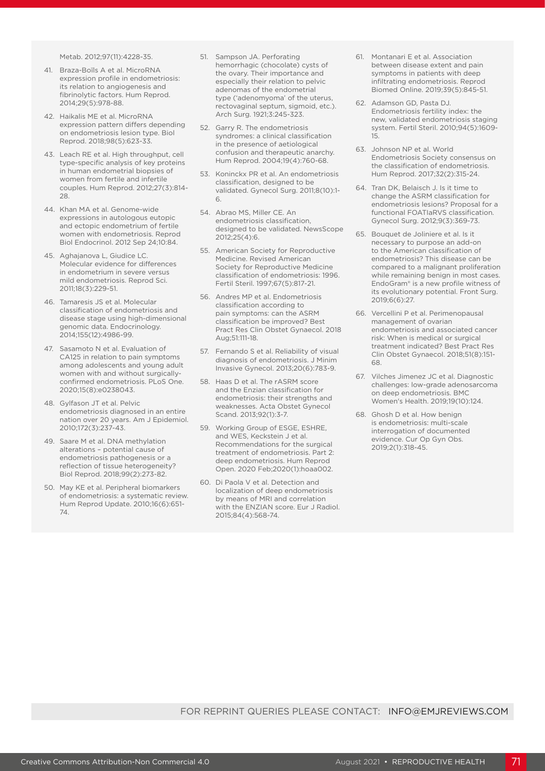Metab. 2012;97(11):4228-35.

41. Braza-Boïls A et al. MicroRNA expression profile in endometriosis: its relation to angiogenesis and fibrinolytic factors. Hum Reprod. 2014;29(5):978-88.
42. Haikalis ME et al. MicroRNA expression pattern differs depending on endometriosis lesion type. Biol Reprod. 2018;98(5):623-33.
43. Leach RE et al. High throughput, cell type-specific analysis of key proteins in human endometrial biopsies of women from fertile and infertile couples. Hum Reprod. 2012;27(3):814-28.
44. Khan MA et al. Genome-wide expressions in autologous eutopic and ectopic endometrium of fertile women with endometriosis. Reprod Biol Endocrinol. 2012 Sep 24;10:84.
45. Aghajanova L, Giudice LC. Molecular evidence for differences in endometrium in severe versus mild endometriosis. Reprod Sci. 2011;18(3):229-51.
46. Tamaresis JS et al. Molecular classification of endometriosis and disease stage using high-dimensional genomic data. Endocrinology. 2014;155(12):4986-99.
47. Sasamoto N et al. Evaluation of CA125 in relation to pain symptoms among adolescents and young adult women with and without surgically-confirmed endometriosis. PLoS One. 2020;15(8):e0238043.
48. Gylfason JT et al. Pelvic endometriosis diagnosed in an entire nation over 20 years. Am J Epidemiol. 2010;172(3):237-43.
49. Saare M et al. DNA methylation alterations – potential cause of endometriosis pathogenesis or a reflection of tissue heterogeneity? Biol Reprod. 2018;99(2):273-82.
50. May KE et al. Peripheral biomarkers of endometriosis: a systematic review. Hum Reprod Update. 2010;16(6):651-74.
51. Sampson JA. Perforating hemorrhagic (chocolate) cysts of the ovary. Their importance and especially their relation to pelvic adenomas of the endometrial type ('adenomyoma' of the uterus, rectovaginal septum, sigmoid, etc.). Arch Surg. 1921;3:245-323.
52. Garry R. The endometriosis syndromes: a clinical classification in the presence of aetiological confusion and therapeutic anarchy. Hum Reprod. 2004;19(4):760-68.
53. Koninckx PR et al. An endometriosis classification, designed to be validated. Gynecol Surg. 2011;8(10):1-6.
54. Abrao MS, Miller CE. An endometriosis classification, designed to be validated. NewsScope 2012;25(4):6.
55. American Society for Reproductive Medicine. Revised American Society for Reproductive Medicine classification of endometriosis: 1996. Fertil Steril. 1997;67(5):817-21.
56. Andres MP et al. Endometriosis classification according to pain symptoms: can the ASRM classification be improved? Best Pract Res Clin Obstet Gynaecol. 2018 Aug;51:111-18.
57. Fernando S et al. Reliability of visual diagnosis of endometriosis. J Minim Invasive Gynecol. 2013;20(6):783-9.
58. Haas D et al. The rASRM score and the Enzian classification for endometriosis: their strengths and weaknesses. Acta Obstet Gynecol Scand. 2013;92(1):3-7.
59. Working Group of ESGE, ESHRE, and WES, Keckstein J et al. Recommendations for the surgical treatment of endometriosis. Part 2: deep endometriosis. Hum Reprod Open. 2020 Feb;2020(1):hoaa002.
60. Di Paola V et al. Detection and localization of deep endometriosis by means of MRI and correlation with the ENZIAN score. Eur J Radiol. 2015;84(4):568-74.
61. Montanari E et al. Association between disease extent and pain symptoms in patients with deep infiltrating endometriosis. Reprod Biomed Online. 2019;39(5):845-51.
62. Adamson GD, Pasta DJ. Endometriosis fertility index: the new, validated endometriosis staging system. Fertil Steril. 2010;94(5):1609-15.
63. Johnson NP et al. World Endometriosis Society consensus on the classification of endometriosis. Hum Reprod. 2017;32(2):315-24.
64. Tran DK, Belaisch J. Is it time to change the ASRM classification for endometriosis lesions? Proposal for a functional FOATIaRVS classification. Gynecol Surg. 2012;9(3):369-73.
65. Bouquet de Jolinière et al. Is it necessary to purpose an add-on to the American classification of endometriosis? This disease can be compared to a malignant proliferation while remaining benign in most cases. EndoGram® is a new profile witness of its evolutionary potential. Front Surg. 2019;6(6):27.
66. Vercellini P et al. Perimenopausal management of ovarian endometriosis and associated cancer risk: When is medical or surgical treatment indicated? Best Pract Res Clin Obstet Gynaecol. 2018;51(8):151-68.
67. Vilches Jimenez JC et al. Diagnostic challenges: low-grade adenosarcoma on deep endometriosis. BMC Women's Health. 2019;19(10):124.
68. Ghosh D et al. How benign is endometriosis: multi-scale interrogation of documented evidence. Cur Op Gyn Obs. 2019;2(1):318-45.

FOR REPRINT QUERIES PLEASE CONTACT: INFO@EMJREVIEWS.COM